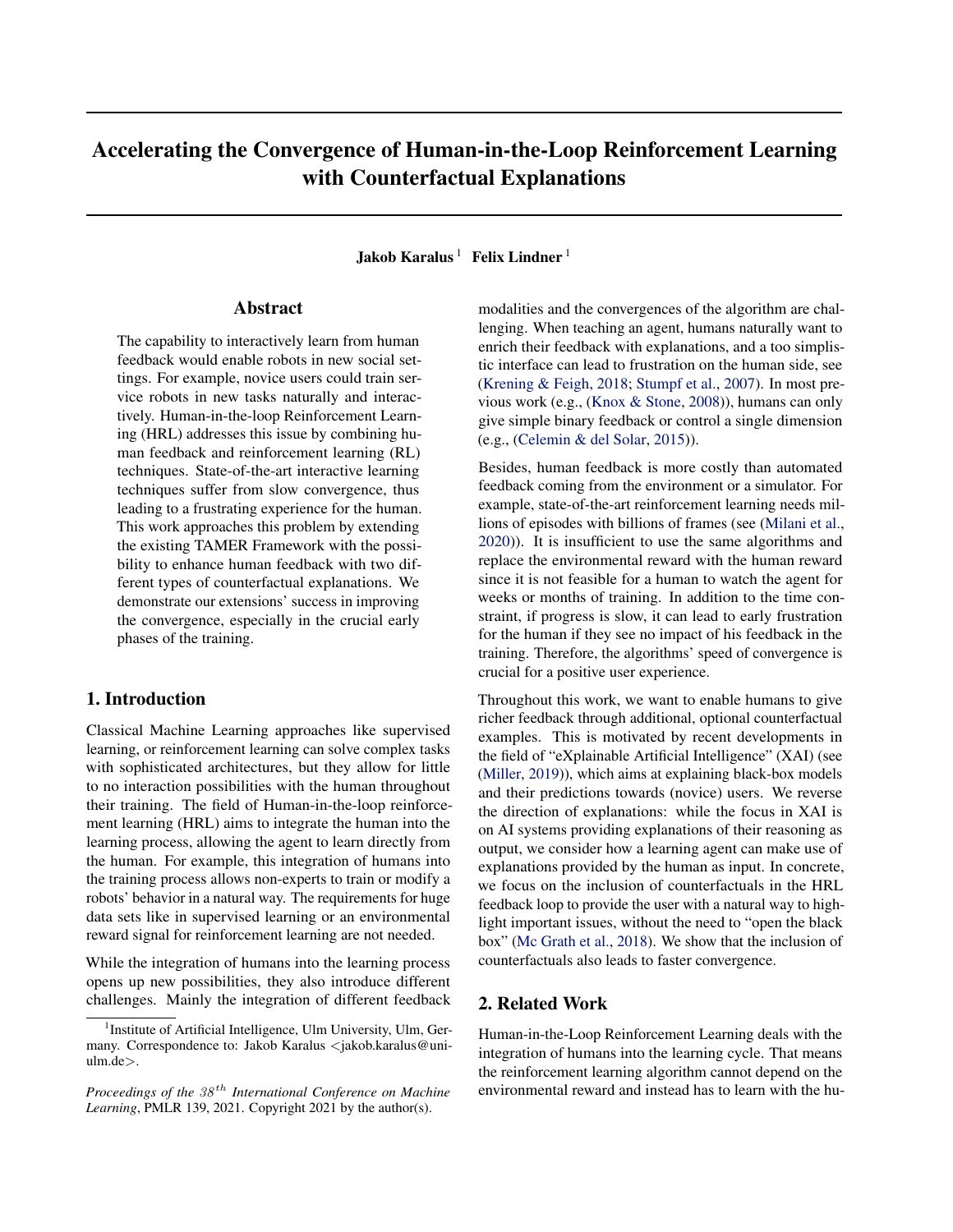# Accelerating the Convergence of Human-in-the-Loop Reinforcement Learning with Counterfactual Explanations

**Jakob Karalus** [1] **Felix Lindner** [1]

## Abstract

The capability to interactively learn from human feedback would enable robots in new social settings. For example, novice users could train service robots in new tasks naturally and interactively. Human-in-the-loop Reinforcement Learning (HRL) addresses this issue by combining human feedback and reinforcement learning (RL) techniques. State-of-the-art interactive learning techniques suffer from slow convergence, thus leading to a frustrating experience for the human. This work approaches this problem by extending the existing TAMER Framework with the possibility to enhance human feedback with two different types of counterfactual explanations. We demonstrate our extensions' success in improving the convergence, especially in the crucial early phases of the training.

## 1. Introduction

Classical Machine Learning approaches like supervised learning, or reinforcement learning can solve complex tasks with sophisticated architectures, but they allow for little to no interaction possibilities with the human throughout their training. The field of Human-in-the-loop reinforcement learning (HRL) aims to integrate the human into the learning process, allowing the agent to learn directly from the human. For example, this integration of humans into the training process allows non-experts to train or modify a robots' behavior in a natural way. The requirements for huge data sets like in supervised learning or an environmental reward signal for reinforcement learning are not needed.

While the integration of humans into the learning process opens up new possibilities, they also introduce different challenges. Mainly the integration of different feedback modalities and the convergences of the algorithm are challenging. When teaching an agent, humans naturally want to enrich their feedback with explanations, and a too simplistic interface can lead to frustration on the human side, see (Krening & Feigh, 2018; Stumpf et al., 2007). In most previous work (e.g., (Knox & Stone, 2008)), humans can only give simple binary feedback or control a single dimension (e.g., (Celemin & del Solar, 2015)).

Besides, human feedback is more costly than automated feedback coming from the environment or a simulator. For example, state-of-the-art reinforcement learning needs millions of episodes with billions of frames (see (Milani et al., 2020)). It is insufficient to use the same algorithms and replace the environmental reward with the human reward since it is not feasible for a human to watch the agent for weeks or months of training. In addition to the time constraint, if progress is slow, it can lead to early frustration for the human if they see no impact of his feedback in the training. Therefore, the algorithms' speed of convergence is crucial for a positive user experience.

Throughout this work, we want to enable humans to give richer feedback through additional, optional counterfactual examples. This is motivated by recent developments in the field of "eXplainable Artificial Intelligence" (XAI) (see (Miller, 2019)), which aims at explaining black-box models and their predictions towards (novice) users. We reverse the direction of explanations: while the focus in XAI is on AI systems providing explanations of their reasoning as output, we consider how a learning agent can make use of explanations provided by the human as input. In concrete, we focus on the inclusion of counterfactuals in the HRL feedback loop to provide the user with a natural way to highlight important issues, without the need to "open the black box" (Mc Grath et al., 2018). We show that the inclusion of counterfactuals also leads to faster convergence.

## 2. Related Work

Human-in-the-Loop Reinforcement Learning deals with the integration of humans into the learning cycle. That means the reinforcement learning algorithm cannot depend on the environmental reward and instead has to learn with the hu-

---

[1] Institute of Artificial Intelligence, Ulm University, Ulm, Germany. Correspondence to: Jakob Karalus <jakob.karalus@uni-ulm.de>.

*Proceedings of the 38th International Conference on Machine Learning*, PMLR 139, 2021. Copyright 2021 by the author(s).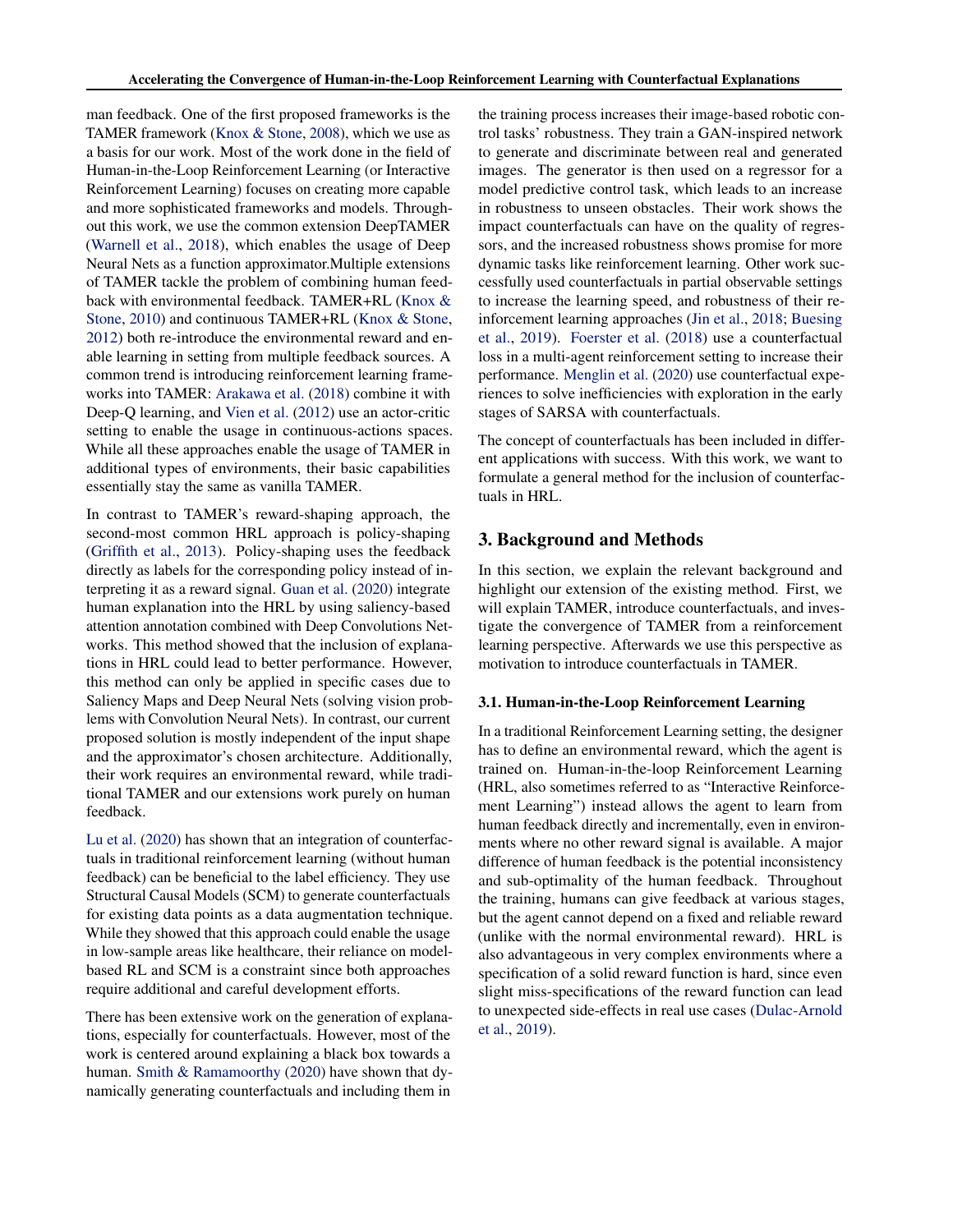man feedback. One of the first proposed frameworks is the TAMER framework (Knox & Stone, 2008), which we use as a basis for our work. Most of the work done in the field of Human-in-the-Loop Reinforcement Learning (or Interactive Reinforcement Learning) focuses on creating more capable and more sophisticated frameworks and models. Throughout this work, we use the common extension DeepTAMER (Warnell et al., 2018), which enables the usage of Deep Neural Nets as a function approximator.Multiple extensions of TAMER tackle the problem of combining human feedback with environmental feedback. TAMER+RL (Knox & Stone, 2010) and continuous TAMER+RL (Knox & Stone, 2012) both re-introduce the environmental reward and enable learning in setting from multiple feedback sources. A common trend is introducing reinforcement learning frameworks into TAMER: Arakawa et al. (2018) combine it with Deep-Q learning, and Vien et al. (2012) use an actor-critic setting to enable the usage in continuous-actions spaces. While all these approaches enable the usage of TAMER in additional types of environments, their basic capabilities essentially stay the same as vanilla TAMER.

In contrast to TAMER's reward-shaping approach, the second-most common HRL approach is policy-shaping (Griffith et al., 2013). Policy-shaping uses the feedback directly as labels for the corresponding policy instead of interpreting it as a reward signal. Guan et al. (2020) integrate human explanation into the HRL by using saliency-based attention annotation combined with Deep Convolutions Networks. This method showed that the inclusion of explanations in HRL could lead to better performance. However, this method can only be applied in specific cases due to Saliency Maps and Deep Neural Nets (solving vision problems with Convolution Neural Nets). In contrast, our current proposed solution is mostly independent of the input shape and the approximator's chosen architecture. Additionally, their work requires an environmental reward, while traditional TAMER and our extensions work purely on human feedback.

Lu et al. (2020) has shown that an integration of counterfactuals in traditional reinforcement learning (without human feedback) can be beneficial to the label efficiency. They use Structural Causal Models (SCM) to generate counterfactuals for existing data points as a data augmentation technique. While they showed that this approach could enable the usage in low-sample areas like healthcare, their reliance on model-based RL and SCM is a constraint since both approaches require additional and careful development efforts.

There has been extensive work on the generation of explanations, especially for counterfactuals. However, most of the work is centered around explaining a black box towards a human. Smith & Ramamoorthy (2020) have shown that dynamically generating counterfactuals and including them in the training process increases their image-based robotic control tasks' robustness. They train a GAN-inspired network to generate and discriminate between real and generated images. The generator is then used on a regressor for a model predictive control task, which leads to an increase in robustness to unseen obstacles. Their work shows the impact counterfactuals can have on the quality of regressors, and the increased robustness shows promise for more dynamic tasks like reinforcement learning. Other work successfully used counterfactuals in partial observable settings to increase the learning speed, and robustness of their reinforcement learning approaches (Jin et al., 2018; Buesing et al., 2019). Foerster et al. (2018) use a counterfactual loss in a multi-agent reinforcement setting to increase their performance. Menglin et al. (2020) use counterfactual experiences to solve inefficiencies with exploration in the early stages of SARSA with counterfactuals.

The concept of counterfactuals has been included in different applications with success. With this work, we want to formulate a general method for the inclusion of counterfactuals in HRL.

## 3. Background and Methods

In this section, we explain the relevant background and highlight our extension of the existing method. First, we will explain TAMER, introduce counterfactuals, and investigate the convergence of TAMER from a reinforcement learning perspective. Afterwards we use this perspective as motivation to introduce counterfactuals in TAMER.

### 3.1. Human-in-the-Loop Reinforcement Learning

In a traditional Reinforcement Learning setting, the designer has to define an environmental reward, which the agent is trained on. Human-in-the-loop Reinforcement Learning (HRL, also sometimes referred to as "Interactive Reinforcement Learning") instead allows the agent to learn from human feedback directly and incrementally, even in environments where no other reward signal is available. A major difference of human feedback is the potential inconsistency and sub-optimality of the human feedback. Throughout the training, humans can give feedback at various stages, but the agent cannot depend on a fixed and reliable reward (unlike with the normal environmental reward). HRL is also advantageous in very complex environments where a specification of a solid reward function is hard, since even slight miss-specifications of the reward function can lead to unexpected side-effects in real use cases (Dulac-Arnold et al., 2019).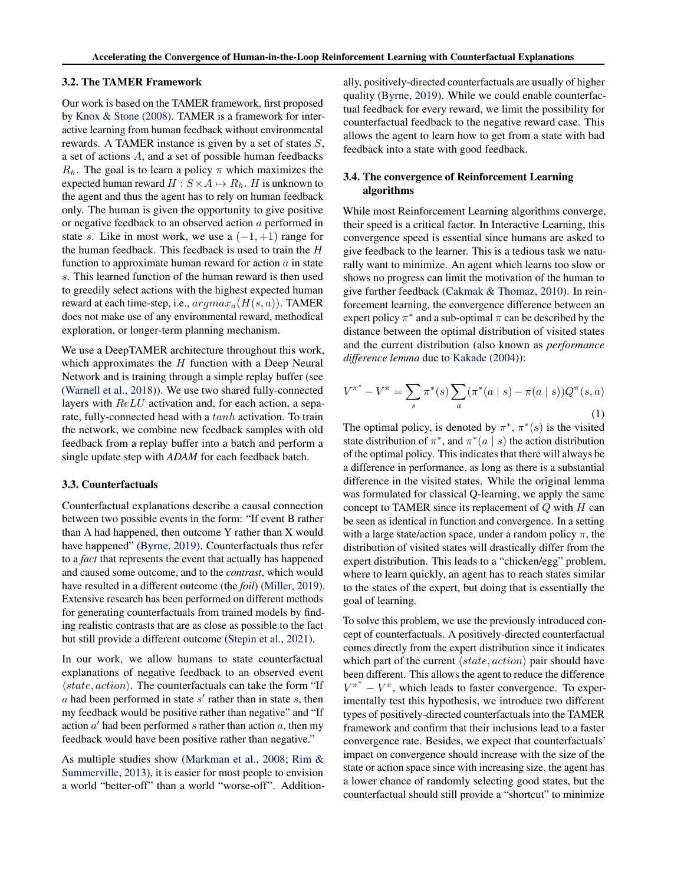### 3.2. The TAMER Framework

Our work is based on the TAMER framework, first proposed by Knox & Stone (2008). TAMER is a framework for interactive learning from human feedback without environmental rewards. A TAMER instance is given by a set of states $S$, a set of actions $A$, and a set of possible human feedbacks $R_h$. The goal is to learn a policy $\pi$ which maximizes the expected human reward $H : S \times A \mapsto R_h$. $H$ is unknown to the agent and thus the agent has to rely on human feedback only. The human is given the opportunity to give positive or negative feedback to an observed action $a$ performed in state $s$. Like in most work, we use a $(-1, +1)$ range for the human feedback. This feedback is used to train the $H$ function to approximate human reward for action $a$ in state $s$. This learned function of the human reward is then used to greedily select actions with the highest expected human reward at each time-step, i.e., $argmax_a(H(s, a))$. TAMER does not make use of any environmental reward, methodical exploration, or longer-term planning mechanism.

We use a DeepTAMER architecture throughout this work, which approximates the $H$ function with a Deep Neural Network and is training through a simple replay buffer (see (Warnell et al., 2018)). We use two shared fully-connected layers with $ReLU$ activation and, for each action, a separate, fully-connected head with a $tanh$ activation. To train the network, we combine new feedback samples with old feedback from a replay buffer into a batch and perform a single update step with *ADAM* for each feedback batch.

### 3.3. Counterfactuals

Counterfactual explanations describe a causal connection between two possible events in the form: "If event B rather than A had happened, then outcome Y rather than X would have happened" (Byrne, 2019). Counterfactuals thus refer to a *fact* that represents the event that actually has happened and caused some outcome, and to the *contrast*, which would have resulted in a different outcome (the *foil*) (Miller, 2019). Extensive research has been performed on different methods for generating counterfactuals from trained models by finding realistic contrasts that are as close as possible to the fact but still provide a different outcome (Stepin et al., 2021).

In our work, we allow humans to state counterfactual explanations of negative feedback to an observed event $\langle state, action \rangle$. The counterfactuals can take the form "If $a$ had been performed in state $s'$ rather than in state $s$, then my feedback would be positive rather than negative" and "If action $a'$ had been performed $s$ rather than action $a$, then my feedback would have been positive rather than negative."

As multiple studies show (Markman et al., 2008; Rim & Summerville, 2013), it is easier for most people to envision a world "better-off" than a world "worse-off". Additionally, positively-directed counterfactuals are usually of higher quality (Byrne, 2019). While we could enable counterfactual feedback for every reward, we limit the possibility for counterfactual feedback to the negative reward case. This allows the agent to learn how to get from a state with bad feedback into a state with good feedback.

### 3.4. The convergence of Reinforcement Learning algorithms

While most Reinforcement Learning algorithms converge, their speed is a critical factor. In Interactive Learning, this convergence speed is essential since humans are asked to give feedback to the learner. This is a tedious task we naturally want to minimize. An agent which learns too slow or shows no progress can limit the motivation of the human to give further feedback (Cakmak & Thomaz, 2010). In reinforcement learning, the convergence difference between an expert policy $\pi^*$ and a sub-optimal $\pi$ can be described by the distance between the optimal distribution of visited states and the current distribution (also known as *performance difference lemma* due to Kakade (2004)):

$$V^{\pi^*} - V^{\pi} = \sum_s \pi^*(s) \sum_a (\pi^*(a \mid s) - \pi(a \mid s)) Q^{\pi}(s, a) \tag{1}$$

The optimal policy, is denoted by $\pi^*$, $\pi^*(s)$ is the visited state distribution of $\pi^*$, and $\pi^*(a \mid s)$ the action distribution of the optimal policy. This indicates that there will always be a difference in performance, as long as there is a substantial difference in the visited states. While the original lemma was formulated for classical Q-learning, we apply the same concept to TAMER since its replacement of $Q$ with $H$ can be seen as identical in function and convergence. In a setting with a large state/action space, under a random policy $\pi$, the distribution of visited states will drastically differ from the expert distribution. This leads to a "chicken/egg" problem, where to learn quickly, an agent has to reach states similar to the states of the expert, but doing that is essentially the goal of learning.

To solve this problem, we use the previously introduced concept of counterfactuals. A positively-directed counterfactual comes directly from the expert distribution since it indicates which part of the current $\langle state, action \rangle$ pair should have been different. This allows the agent to reduce the difference $V^{\pi^*} - V^{\pi}$, which leads to faster convergence. To experimentally test this hypothesis, we introduce two different types of positively-directed counterfactuals into the TAMER framework and confirm that their inclusions lead to a faster convergence rate. Besides, we expect that counterfactuals' impact on convergence should increase with the size of the state or action space since with increasing size, the agent has a lower chance of randomly selecting good states, but the counterfactual should still provide a "shortcut" to minimize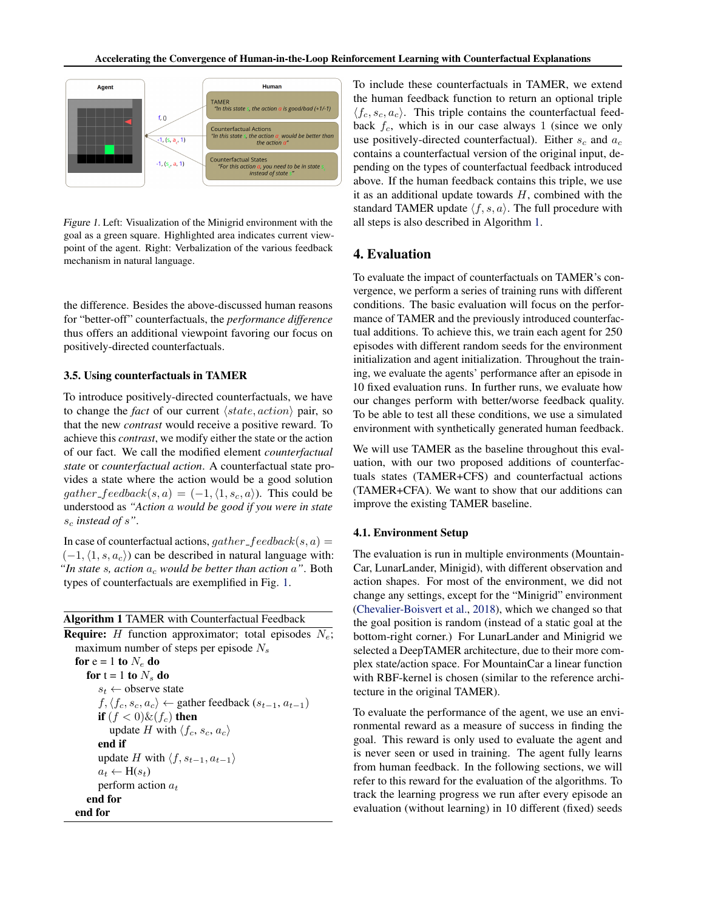*Figure 1.* Left: Visualization of the Minigrid environment with the goal as a green square. Highlighted area indicates current viewpoint of the agent. Right: Verbalization of the various feedback mechanism in natural language.

the difference. Besides the above-discussed human reasons for "better-off" counterfactuals, the *performance difference* thus offers an additional viewpoint favoring our focus on positively-directed counterfactuals.

### 3.5. Using counterfactuals in TAMER

To introduce positively-directed counterfactuals, we have to change the *fact* of our current $\langle state, action\rangle$ pair, so that the new *contrast* would receive a positive reward. To achieve this *contrast*, we modify either the state or the action of our fact. We call the modified element *counterfactual state* or *counterfactual action*. A counterfactual state provides a state where the action would be a good solution $gather\_feedback(s, a) = (-1, \langle 1, s_c, a\rangle)$. This could be understood as *"Action a would be good if you were in state $s_c$ instead of s"*.

In case of counterfactual actions, $gather\_feedback(s, a) = (-1, \langle 1, s, a_c\rangle)$ can be described in natural language with: *"In state s, action $a_c$ would be better than action a"*. Both types of counterfactuals are exemplified in Fig. 1.

**Algorithm 1** TAMER with Counterfactual Feedback

**Require:** $H$ function approximator; total episodes $N_e$; maximum number of steps per episode $N_s$
 **for** e = 1 **to** $N_e$ **do**
  **for** t = 1 **to** $N_s$ **do**
   $s_t \leftarrow$ observe state
   $f, \langle f_c, s_c, a_c\rangle \leftarrow$ gather feedback $(s_{t-1}, a_{t-1})$
   **if** $(f < 0) \& (f_c)$ **then**
    update $H$ with $\langle f_c, s_c, a_c\rangle$
   **end if**
   update $H$ with $\langle f, s_{t-1}, a_{t-1}\rangle$
   $a_t \leftarrow$ H($s_t$)
   perform action $a_t$
  **end for**
 **end for**

To include these counterfactuals in TAMER, we extend the human feedback function to return an optional triple $\langle f_c, s_c, a_c\rangle$. This triple contains the counterfactual feedback $f_c$, which is in our case always 1 (since we only use positively-directed counterfactual). Either $s_c$ and $a_c$ contains a counterfactual version of the original input, depending on the types of counterfactual feedback introduced above. If the human feedback contains this triple, we use it as an additional update towards $H$, combined with the standard TAMER update $\langle f, s, a\rangle$. The full procedure with all steps is also described in Algorithm 1.

## 4. Evaluation

To evaluate the impact of counterfactuals on TAMER's convergence, we perform a series of training runs with different conditions. The basic evaluation will focus on the performance of TAMER and the previously introduced counterfactual additions. To achieve this, we train each agent for 250 episodes with different random seeds for the environment initialization and agent initialization. Throughout the training, we evaluate the agents' performance after an episode in 10 fixed evaluation runs. In further runs, we evaluate how our changes perform with better/worse feedback quality. To be able to test all these conditions, we use a simulated environment with synthetically generated human feedback.

We will use TAMER as the baseline throughout this evaluation, with our two proposed additions of counterfactuals states (TAMER+CFS) and counterfactual actions (TAMER+CFA). We want to show that our additions can improve the existing TAMER baseline.

### 4.1. Environment Setup

The evaluation is run in multiple environments (MountainCar, LunarLander, Minigrid), with different observation and action shapes. For most of the environment, we did not change any settings, except for the "Minigrid" environment (Chevalier-Boisvert et al., 2018), which we changed so that the goal position is random (instead of a static goal at the bottom-right corner.) For LunarLander and Minigrid we selected a DeepTAMER architecture, due to their more complex state/action space. For MountainCar a linear function with RBF-kernel is chosen (similar to the reference architecture in the original TAMER).

To evaluate the performance of the agent, we use an environmental reward as a measure of success in finding the goal. This reward is only used to evaluate the agent and is never seen or used in training. The agent fully learns from human feedback. In the following sections, we will refer to this reward for the evaluation of the algorithms. To track the learning progress we run after every episode an evaluation (without learning) in 10 different (fixed) seeds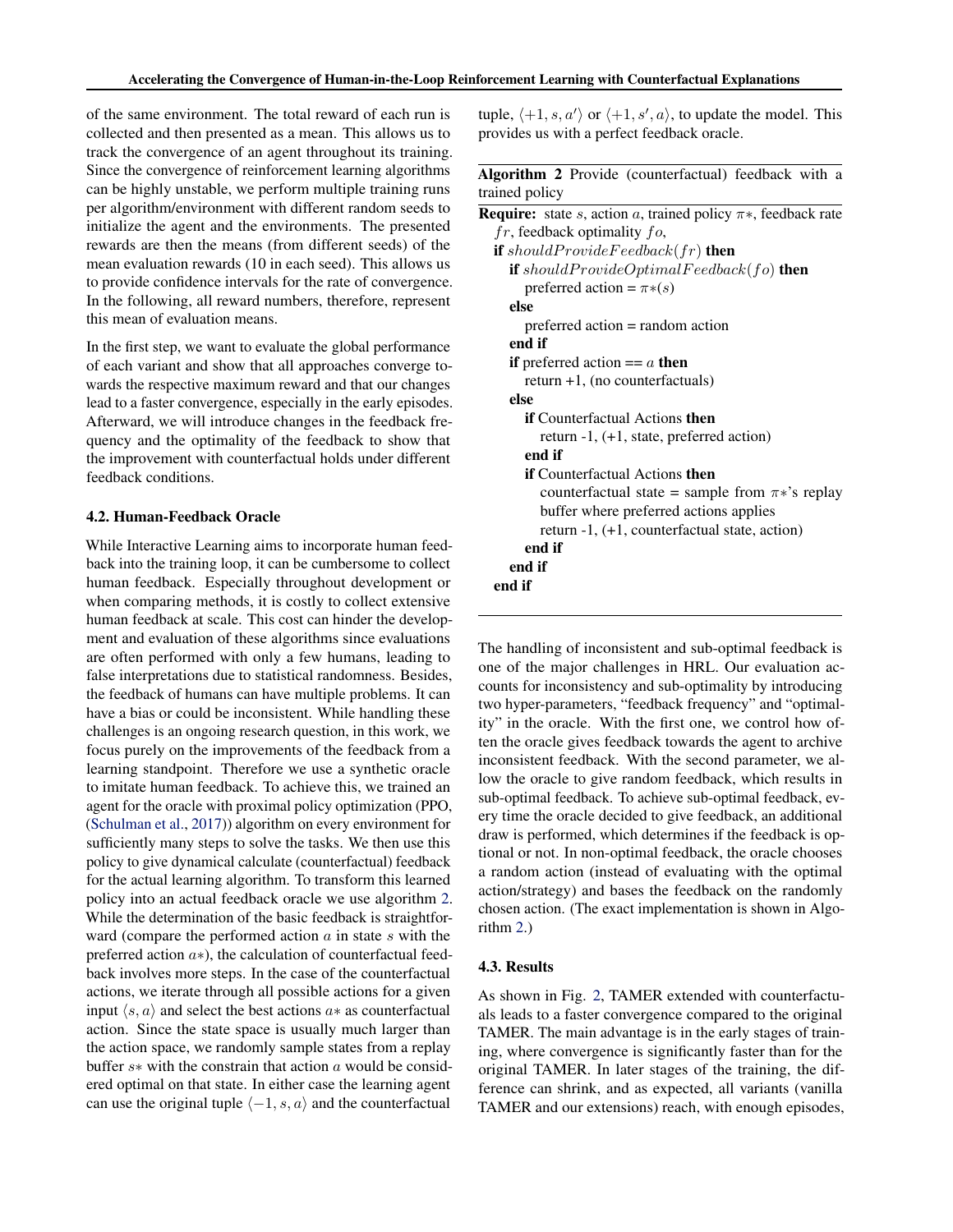of the same environment. The total reward of each run is collected and then presented as a mean. This allows us to track the convergence of an agent throughout its training. Since the convergence of reinforcement learning algorithms can be highly unstable, we perform multiple training runs per algorithm/environment with different random seeds to initialize the agent and the environments. The presented rewards are then the means (from different seeds) of the mean evaluation rewards (10 in each seed). This allows us to provide confidence intervals for the rate of convergence. In the following, all reward numbers, therefore, represent this mean of evaluation means.

In the first step, we want to evaluate the global performance of each variant and show that all approaches converge towards the respective maximum reward and that our changes lead to a faster convergence, especially in the early episodes. Afterward, we will introduce changes in the feedback frequency and the optimality of the feedback to show that the improvement with counterfactual holds under different feedback conditions.

### 4.2. Human-Feedback Oracle

While Interactive Learning aims to incorporate human feedback into the training loop, it can be cumbersome to collect human feedback. Especially throughout development or when comparing methods, it is costly to collect extensive human feedback at scale. This cost can hinder the development and evaluation of these algorithms since evaluations are often performed with only a few humans, leading to false interpretations due to statistical randomness. Besides, the feedback of humans can have multiple problems. It can have a bias or could be inconsistent. While handling these challenges is an ongoing research question, in this work, we focus purely on the improvements of the feedback from a learning standpoint. Therefore we use a synthetic oracle to imitate human feedback. To achieve this, we trained an agent for the oracle with proximal policy optimization (PPO, (Schulman et al., 2017)) algorithm on every environment for sufficiently many steps to solve the tasks. We then use this policy to give dynamical calculate (counterfactual) feedback for the actual learning algorithm. To transform this learned policy into an actual feedback oracle we use algorithm 2. While the determination of the basic feedback is straightforward (compare the performed action $a$ in state $s$ with the preferred action $a*$), the calculation of counterfactual feedback involves more steps. In the case of the counterfactual actions, we iterate through all possible actions for a given input $\langle s, a \rangle$ and select the best actions $a*$ as counterfactual action. Since the state space is usually much larger than the action space, we randomly sample states from a replay buffer $s*$ with the constrain that action $a$ would be considered optimal on that state. In either case the learning agent can use the original tuple $\langle -1, s, a \rangle$ and the counterfactual tuple, $\langle +1, s, a' \rangle$ or $\langle +1, s', a \rangle$, to update the model. This provides us with a perfect feedback oracle.

**Algorithm 2** Provide (counterfactual) feedback with a trained policy

```
Require: state s, action a, trained policy π*, feedback rate
  fr, feedback optimality fo,
  if shouldProvideFeedback(fr) then
    if shouldProvideOptimalFeedback(fo) then
      preferred action = π*(s)
    else
      preferred action = random action
    end if
    if preferred action == a then
      return +1, (no counterfactuals)
    else
      if Counterfactual Actions then
        return -1, (+1, state, preferred action)
      end if
      if Counterfactual Actions then
        counterfactual state = sample from π*'s replay
        buffer where preferred actions applies
        return -1, (+1, counterfactual state, action)
      end if
    end if
  end if
```

The handling of inconsistent and sub-optimal feedback is one of the major challenges in HRL. Our evaluation accounts for inconsistency and sub-optimality by introducing two hyper-parameters, "feedback frequency" and "optimality" in the oracle. With the first one, we control how often the oracle gives feedback towards the agent to archive inconsistent feedback. With the second parameter, we allow the oracle to give random feedback, which results in sub-optimal feedback. To achieve sub-optimal feedback, every time the oracle decided to give feedback, an additional draw is performed, which determines if the feedback is optional or not. In non-optimal feedback, the oracle chooses a random action (instead of evaluating with the optimal action/strategy) and bases the feedback on the randomly chosen action. (The exact implementation is shown in Algorithm 2.)

### 4.3. Results

As shown in Fig. 2, TAMER extended with counterfactuals leads to a faster convergence compared to the original TAMER. The main advantage is in the early stages of training, where convergence is significantly faster than for the original TAMER. In later stages of the training, the difference can shrink, and as expected, all variants (vanilla TAMER and our extensions) reach, with enough episodes,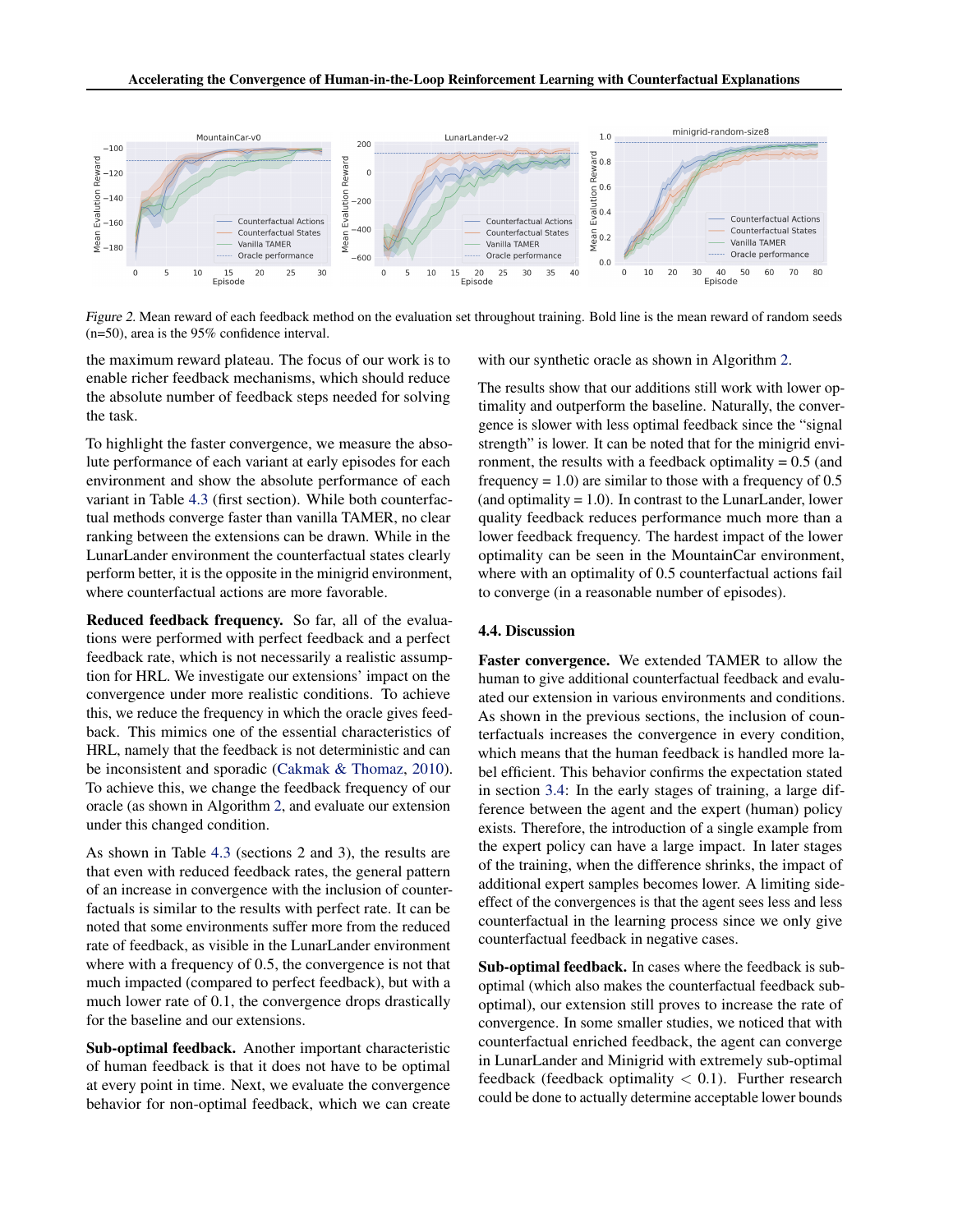Figure 2. Mean reward of each feedback method on the evaluation set throughout training. Bold line is the mean reward of random seeds (n=50), area is the 95% confidence interval.

the maximum reward plateau. The focus of our work is to enable richer feedback mechanisms, which should reduce the absolute number of feedback steps needed for solving the task.

To highlight the faster convergence, we measure the absolute performance of each variant at early episodes for each environment and show the absolute performance of each variant in Table 4.3 (first section). While both counterfactual methods converge faster than vanilla TAMER, no clear ranking between the extensions can be drawn. While in the LunarLander environment the counterfactual states clearly perform better, it is the opposite in the minigrid environment, where counterfactual actions are more favorable.

**Reduced feedback frequency.** So far, all of the evaluations were performed with perfect feedback and a perfect feedback rate, which is not necessarily a realistic assumption for HRL. We investigate our extensions' impact on the convergence under more realistic conditions. To achieve this, we reduce the frequency in which the oracle gives feedback. This mimics one of the essential characteristics of HRL, namely that the feedback is not deterministic and can be inconsistent and sporadic (Cakmak & Thomaz, 2010). To achieve this, we change the feedback frequency of our oracle (as shown in Algorithm 2, and evaluate our extension under this changed condition.

As shown in Table 4.3 (sections 2 and 3), the results are that even with reduced feedback rates, the general pattern of an increase in convergence with the inclusion of counterfactuals is similar to the results with perfect rate. It can be noted that some environments suffer more from the reduced rate of feedback, as visible in the LunarLander environment where with a frequency of 0.5, the convergence is not that much impacted (compared to perfect feedback), but with a much lower rate of 0.1, the convergence drops drastically for the baseline and our extensions.

**Sub-optimal feedback.** Another important characteristic of human feedback is that it does not have to be optimal at every point in time. Next, we evaluate the convergence behavior for non-optimal feedback, which we can create with our synthetic oracle as shown in Algorithm 2.

The results show that our additions still work with lower optimality and outperform the baseline. Naturally, the convergence is slower with less optimal feedback since the "signal strength" is lower. It can be noted that for the minigrid environment, the results with a feedback optimality = 0.5 (and frequency = 1.0) are similar to those with a frequency of 0.5 (and optimality = 1.0). In contrast to the LunarLander, lower quality feedback reduces performance much more than a lower feedback frequency. The hardest impact of the lower optimality can be seen in the MountainCar environment, where with an optimality of 0.5 counterfactual actions fail to converge (in a reasonable number of episodes).

### 4.4. Discussion

**Faster convergence.** We extended TAMER to allow the human to give additional counterfactual feedback and evaluated our extension in various environments and conditions. As shown in the previous sections, the inclusion of counterfactuals increases the convergence in every condition, which means that the human feedback is handled more label efficient. This behavior confirms the expectation stated in section 3.4: In the early stages of training, a large difference between the agent and the expert (human) policy exists. Therefore, the introduction of a single example from the expert policy can have a large impact. In later stages of the training, when the difference shrinks, the impact of additional expert samples becomes lower. A limiting side-effect of the convergences is that the agent sees less and less counterfactual in the learning process since we only give counterfactual feedback in negative cases.

**Sub-optimal feedback.** In cases where the feedback is sub-optimal (which also makes the counterfactual feedback sub-optimal), our extension still proves to increase the rate of convergence. In some smaller studies, we noticed that with counterfactual enriched feedback, the agent can converge in LunarLander and Minigrid with extremely sub-optimal feedback (feedback optimality $< 0.1$). Further research could be done to actually determine acceptable lower bounds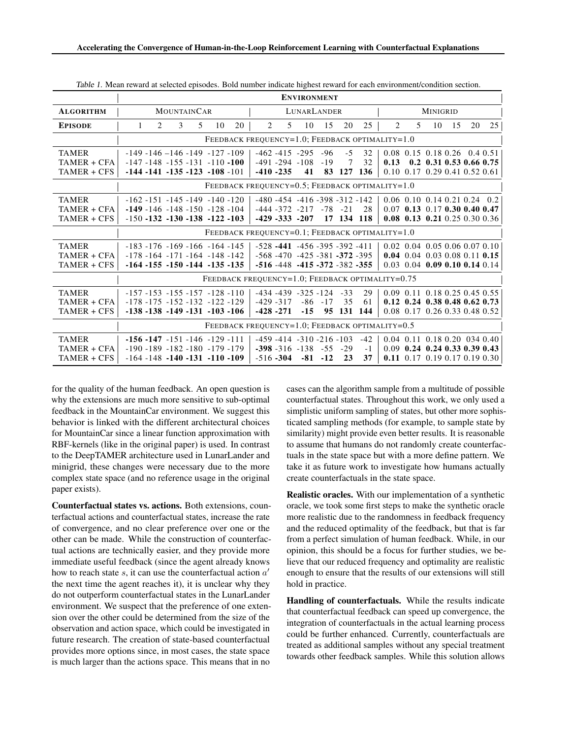Table 1. Mean reward at selected episodes. Bold number indicate highest reward for each environment/condition section.

| Algorithm | MountainCar | | | | | | LunarLander | | | | | | Minigrid | | | | | |
|---|---|---|---|---|---|---|---|---|---|---|---|---|---|---|---|---|---|---|
| Episode | 1 | 2 | 3 | 5 | 10 | 20 | 2 | 5 | 10 | 15 | 20 | 25 | 2 | 5 | 10 | 15 | 20 | 25 |
| **Feedback frequency=1.0; Feedback optimality=1.0** | | | | | | | | | | | | | | | | | | |
| TAMER | -149 | -146 | -146 | -149 | -127 | -109 | -462 | -415 | -295 | -96 | -5 | 32 | 0.08 | 0.15 | 0.18 | 0.26 | 0.4 | 0.51 |
| TAMER + CFA | -147 | -148 | -155 | -131 | -110 | **-100** | -491 | -294 | -108 | -19 | 7 | 32 | **0.13** | **0.2** | **0.31** | **0.53** | **0.66** | **0.75** |
| TAMER + CFS | **-144** | **-141** | **-135** | **-123** | **-108** | -101 | **-410** | **-235** | **41** | **83** | **127** | **136** | 0.10 | 0.17 | 0.29 | 0.41 | 0.52 | 0.61 |
| **Feedback frequency=0.5; Feedback optimality=1.0** | | | | | | | | | | | | | | | | | | |
| TAMER | -162 | -151 | -145 | -149 | -140 | -120 | -480 | -454 | -416 | -398 | -312 | -142 | 0.06 | 0.10 | 0.14 | 0.21 | 0.24 | 0.2 |
| TAMER + CFA | **-149** | -146 | -148 | -150 | -128 | -104 | -444 | -372 | -217 | -78 | -21 | 28 | 0.07 | **0.13** | 0.17 | **0.30** | **0.40** | **0.47** |
| TAMER + CFS | -150 | **-132** | **-130** | **-138** | **-122** | **-103** | **-429** | **-333** | **-207** | **17** | **134** | **118** | **0.08** | **0.13** | **0.21** | 0.25 | 0.30 | 0.36 |
| **Feedback frequency=0.1; Feedback optimality=1.0** | | | | | | | | | | | | | | | | | | |
| TAMER | -183 | -176 | -169 | -166 | -164 | -145 | -528 | **-441** | -456 | -395 | -392 | -411 | 0.02 | 0.04 | 0.05 | 0.06 | 0.07 | 0.10 |
| TAMER + CFA | -178 | -164 | -171 | -164 | -148 | -142 | -568 | -470 | -425 | -381 | **-372** | -395 | **0.04** | 0.04 | 0.03 | 0.08 | 0.11 | **0.15** |
| TAMER + CFS | **-164** | **-155** | **-150** | **-144** | **-135** | **-135** | **-516** | -448 | **-415** | **-372** | -382 | **-355** | 0.03 | 0.04 | **0.09** | **0.10** | **0.14** | 0.14 |
| **Feedback frequency=1.0; Feedback optimality=0.75** | | | | | | | | | | | | | | | | | | |
| TAMER | -157 | -153 | -155 | -157 | -128 | -110 | -434 | -439 | -325 | -124 | -33 | 29 | 0.09 | 0.11 | 0.18 | 0.25 | 0.45 | 0.55 |
| TAMER + CFA | -178 | -175 | -152 | -132 | -122 | -129 | -429 | -317 | -86 | -17 | 35 | 61 | **0.12** | **0.24** | **0.38** | **0.48** | **0.62** | **0.73** |
| TAMER + CFS | **-138** | **-138** | **-149** | **-131** | **-103** | **-106** | **-428** | **-271** | **-15** | **95** | **131** | **144** | 0.08 | 0.17 | 0.26 | 0.33 | 0.48 | 0.52 |
| **Feedback frequency=1.0; Feedback optimality=0.5** | | | | | | | | | | | | | | | | | | |
| TAMER | **-156** | **-147** | -151 | -146 | -129 | -111 | -459 | -414 | -310 | -216 | -103 | -42 | 0.04 | 0.11 | 0.18 | 0.20 | 034 | 0.40 |
| TAMER + CFA | -190 | -189 | -182 | -180 | -179 | -179 | **-398** | -316 | -138 | -55 | -29 | -1 | 0.09 | **0.24** | **0.24** | **0.33** | **0.39** | **0.43** |
| TAMER + CFS | -164 | -148 | **-140** | **-131** | **-110** | **-109** | -516 | **-304** | **-81** | **-12** | **23** | **37** | **0.11** | 0.17 | 0.19 | 0.17 | 0.19 | 0.30 |

for the quality of the human feedback. An open question is why the extensions are much more sensitive to sub-optimal feedback in the MountainCar environment. We suggest this behavior is linked with the different architectural choices for MountainCar since a linear function approximation with RBF-kernels (like in the original paper) is used. In contrast to the DeepTAMER architecture used in LunarLander and minigrid, these changes were necessary due to the more complex state space (and no reference usage in the original paper exists).

**Counterfactual states vs. actions.** Both extensions, counterfactual actions and counterfactual states, increase the rate of convergence, and no clear preference over one or the other can be made. While the construction of counterfactual actions are technically easier, and they provide more immediate useful feedback (since the agent already knows how to reach state $s$, it can use the counterfactual action $a'$ the next time the agent reaches it), it is unclear why they do not outperform counterfactual states in the LunarLander environment. We suspect that the preference of one extension over the other could be determined from the size of the observation and action space, which could be investigated in future research. The creation of state-based counterfactual provides more options since, in most cases, the state space is much larger than the actions space. This means that in no cases can the algorithm sample from a multitude of possible counterfactual states. Throughout this work, we only used a simplistic uniform sampling of states, but other more sophisticated sampling methods (for example, to sample state by similarity) might provide even better results. It is reasonable to assume that humans do not randomly create counterfactuals in the state space but with a more define pattern. We take it as future work to investigate how humans actually create counterfactuals in the state space.

**Realistic oracles.** With our implementation of a synthetic oracle, we took some first steps to make the synthetic oracle more realistic due to the randomness in feedback frequency and the reduced optimality of the feedback, but that is far from a perfect simulation of human feedback. While, in our opinion, this should be a focus for further studies, we believe that our reduced frequency and optimality are realistic enough to ensure that the results of our extensions will still hold in practice.

**Handling of counterfactuals.** While the results indicate that counterfactual feedback can speed up convergence, the integration of counterfactuals in the actual learning process could be further enhanced. Currently, counterfactuals are treated as additional samples without any special treatment towards other feedback samples. While this solution allows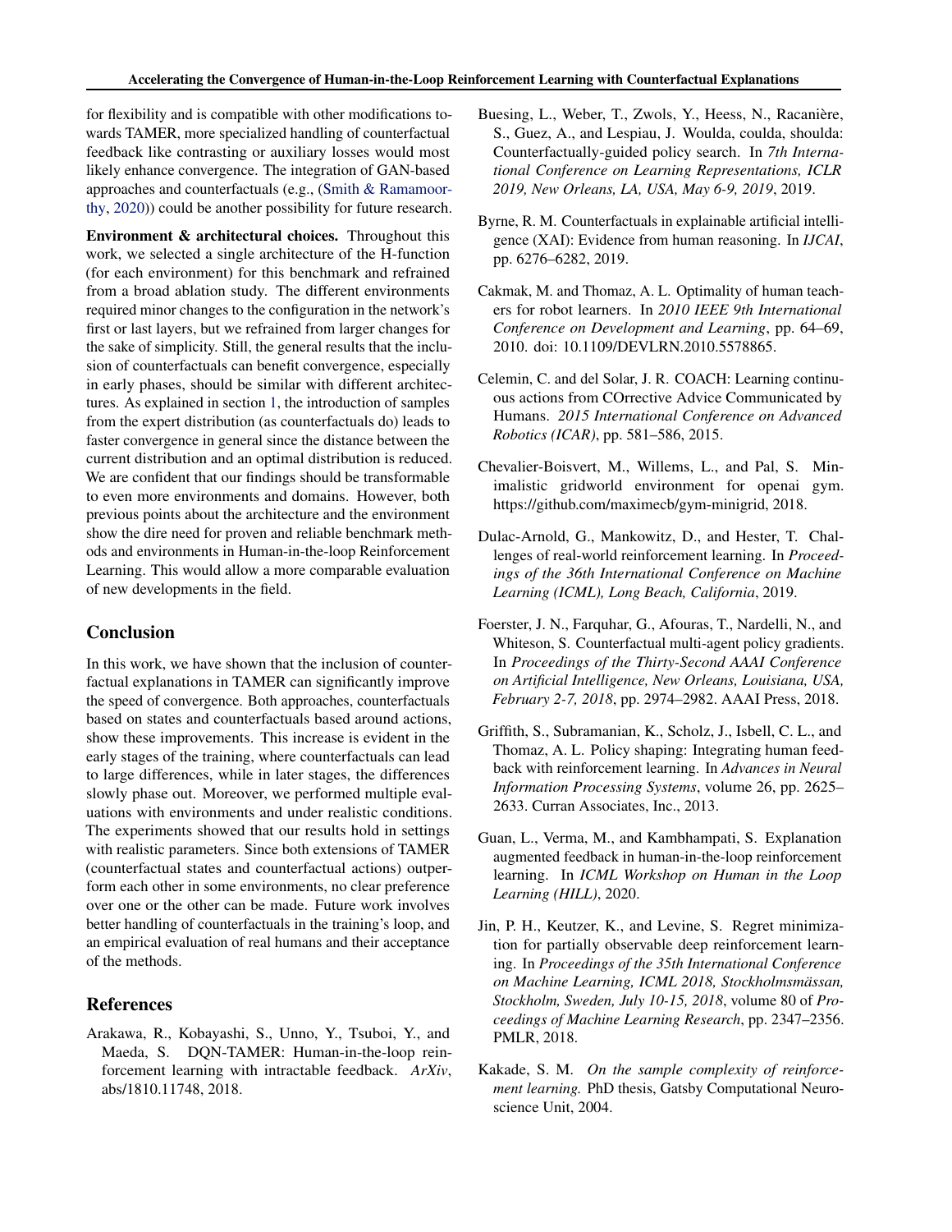for flexibility and is compatible with other modifications towards TAMER, more specialized handling of counterfactual feedback like contrasting or auxiliary losses would most likely enhance convergence. The integration of GAN-based approaches and counterfactuals (e.g., (Smith & Ramamoorthy, 2020)) could be another possibility for future research.

**Environment & architectural choices.** Throughout this work, we selected a single architecture of the H-function (for each environment) for this benchmark and refrained from a broad ablation study. The different environments required minor changes to the configuration in the network's first or last layers, but we refrained from larger changes for the sake of simplicity. Still, the general results that the inclusion of counterfactuals can benefit convergence, especially in early phases, should be similar with different architectures. As explained in section 1, the introduction of samples from the expert distribution (as counterfactuals do) leads to faster convergence in general since the distance between the current distribution and an optimal distribution is reduced. We are confident that our findings should be transformable to even more environments and domains. However, both previous points about the architecture and the environment show the dire need for proven and reliable benchmark methods and environments in Human-in-the-loop Reinforcement Learning. This would allow a more comparable evaluation of new developments in the field.

## Conclusion

In this work, we have shown that the inclusion of counterfactual explanations in TAMER can significantly improve the speed of convergence. Both approaches, counterfactuals based on states and counterfactuals based around actions, show these improvements. This increase is evident in the early stages of the training, where counterfactuals can lead to large differences, while in later stages, the differences slowly phase out. Moreover, we performed multiple evaluations with environments and under realistic conditions. The experiments showed that our results hold in settings with realistic parameters. Since both extensions of TAMER (counterfactual states and counterfactual actions) outperform each other in some environments, no clear preference over one or the other can be made. Future work involves better handling of counterfactuals in the training's loop, and an empirical evaluation of real humans and their acceptance of the methods.

## References

Arakawa, R., Kobayashi, S., Unno, Y., Tsuboi, Y., and Maeda, S. DQN-TAMER: Human-in-the-loop reinforcement learning with intractable feedback. *ArXiv*, abs/1810.11748, 2018.

Buesing, L., Weber, T., Zwols, Y., Heess, N., Racanière, S., Guez, A., and Lespiau, J. Woulda, coulda, shoulda: Counterfactually-guided policy search. In *7th International Conference on Learning Representations, ICLR 2019, New Orleans, LA, USA, May 6-9, 2019*, 2019.

Byrne, R. M. Counterfactuals in explainable artificial intelligence (XAI): Evidence from human reasoning. In *IJCAI*, pp. 6276–6282, 2019.

Cakmak, M. and Thomaz, A. L. Optimality of human teachers for robot learners. In *2010 IEEE 9th International Conference on Development and Learning*, pp. 64–69, 2010. doi: 10.1109/DEVLRN.2010.5578865.

Celemin, C. and del Solar, J. R. COACH: Learning continuous actions from COrrective Advice Communicated by Humans. *2015 International Conference on Advanced Robotics (ICAR)*, pp. 581–586, 2015.

Chevalier-Boisvert, M., Willems, L., and Pal, S. Minimalistic gridworld environment for openai gym. https://github.com/maximecb/gym-minigrid, 2018.

Dulac-Arnold, G., Mankowitz, D., and Hester, T. Challenges of real-world reinforcement learning. In *Proceedings of the 36th International Conference on Machine Learning (ICML), Long Beach, California*, 2019.

Foerster, J. N., Farquhar, G., Afouras, T., Nardelli, N., and Whiteson, S. Counterfactual multi-agent policy gradients. In *Proceedings of the Thirty-Second AAAI Conference on Artificial Intelligence, New Orleans, Louisiana, USA, February 2-7, 2018*, pp. 2974–2982. AAAI Press, 2018.

Griffith, S., Subramanian, K., Scholz, J., Isbell, C. L., and Thomaz, A. L. Policy shaping: Integrating human feedback with reinforcement learning. In *Advances in Neural Information Processing Systems*, volume 26, pp. 2625–2633. Curran Associates, Inc., 2013.

Guan, L., Verma, M., and Kambhampati, S. Explanation augmented feedback in human-in-the-loop reinforcement learning. In *ICML Workshop on Human in the Loop Learning (HILL)*, 2020.

Jin, P. H., Keutzer, K., and Levine, S. Regret minimization for partially observable deep reinforcement learning. In *Proceedings of the 35th International Conference on Machine Learning, ICML 2018, Stockholmsmässan, Stockholm, Sweden, July 10-15, 2018*, volume 80 of *Proceedings of Machine Learning Research*, pp. 2347–2356. PMLR, 2018.

Kakade, S. M. *On the sample complexity of reinforcement learning.* PhD thesis, Gatsby Computational Neuroscience Unit, 2004.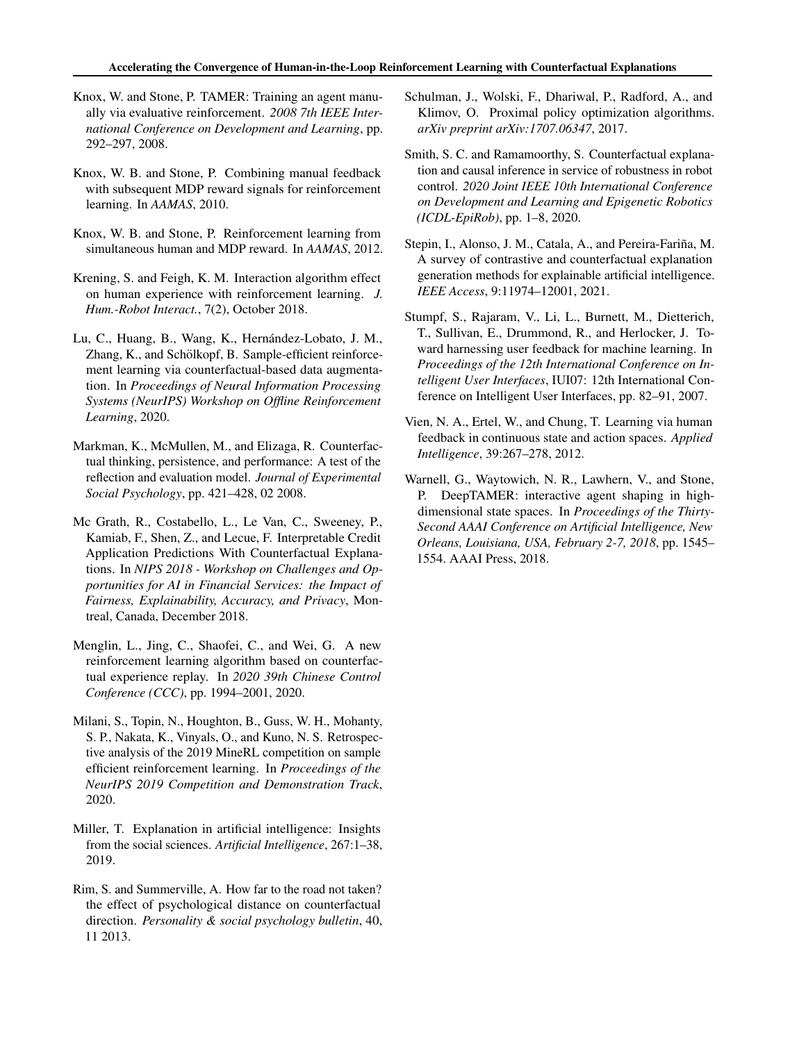Knox, W. and Stone, P. TAMER: Training an agent manually via evaluative reinforcement. *2008 7th IEEE International Conference on Development and Learning*, pp. 292–297, 2008.

Knox, W. B. and Stone, P. Combining manual feedback with subsequent MDP reward signals for reinforcement learning. In *AAMAS*, 2010.

Knox, W. B. and Stone, P. Reinforcement learning from simultaneous human and MDP reward. In *AAMAS*, 2012.

Krening, S. and Feigh, K. M. Interaction algorithm effect on human experience with reinforcement learning. *J. Hum.-Robot Interact.*, 7(2), October 2018.

Lu, C., Huang, B., Wang, K., Hernández-Lobato, J. M., Zhang, K., and Schölkopf, B. Sample-efficient reinforcement learning via counterfactual-based data augmentation. In *Proceedings of Neural Information Processing Systems (NeurIPS) Workshop on Offline Reinforcement Learning*, 2020.

Markman, K., McMullen, M., and Elizaga, R. Counterfactual thinking, persistence, and performance: A test of the reflection and evaluation model. *Journal of Experimental Social Psychology*, pp. 421–428, 02 2008.

Mc Grath, R., Costabello, L., Le Van, C., Sweeney, P., Kamiab, F., Shen, Z., and Lecue, F. Interpretable Credit Application Predictions With Counterfactual Explanations. In *NIPS 2018 - Workshop on Challenges and Opportunities for AI in Financial Services: the Impact of Fairness, Explainability, Accuracy, and Privacy*, Montreal, Canada, December 2018.

Menglin, L., Jing, C., Shaofei, C., and Wei, G. A new reinforcement learning algorithm based on counterfactual experience replay. In *2020 39th Chinese Control Conference (CCC)*, pp. 1994–2001, 2020.

Milani, S., Topin, N., Houghton, B., Guss, W. H., Mohanty, S. P., Nakata, K., Vinyals, O., and Kuno, N. S. Retrospective analysis of the 2019 MineRL competition on sample efficient reinforcement learning. In *Proceedings of the NeurIPS 2019 Competition and Demonstration Track*, 2020.

Miller, T. Explanation in artificial intelligence: Insights from the social sciences. *Artificial Intelligence*, 267:1–38, 2019.

Rim, S. and Summerville, A. How far to the road not taken? the effect of psychological distance on counterfactual direction. *Personality & social psychology bulletin*, 40, 11 2013.

Schulman, J., Wolski, F., Dhariwal, P., Radford, A., and Klimov, O. Proximal policy optimization algorithms. *arXiv preprint arXiv:1707.06347*, 2017.

Smith, S. C. and Ramamoorthy, S. Counterfactual explanation and causal inference in service of robustness in robot control. *2020 Joint IEEE 10th International Conference on Development and Learning and Epigenetic Robotics (ICDL-EpiRob)*, pp. 1–8, 2020.

Stepin, I., Alonso, J. M., Catala, A., and Pereira-Fariña, M. A survey of contrastive and counterfactual explanation generation methods for explainable artificial intelligence. *IEEE Access*, 9:11974–12001, 2021.

Stumpf, S., Rajaram, V., Li, L., Burnett, M., Dietterich, T., Sullivan, E., Drummond, R., and Herlocker, J. Toward harnessing user feedback for machine learning. In *Proceedings of the 12th International Conference on Intelligent User Interfaces*, IUI07: 12th International Conference on Intelligent User Interfaces, pp. 82–91, 2007.

Vien, N. A., Ertel, W., and Chung, T. Learning via human feedback in continuous state and action spaces. *Applied Intelligence*, 39:267–278, 2012.

Warnell, G., Waytowich, N. R., Lawhern, V., and Stone, P. DeepTAMER: interactive agent shaping in high-dimensional state spaces. In *Proceedings of the Thirty-Second AAAI Conference on Artificial Intelligence, New Orleans, Louisiana, USA, February 2-7, 2018*, pp. 1545–1554. AAAI Press, 2018.